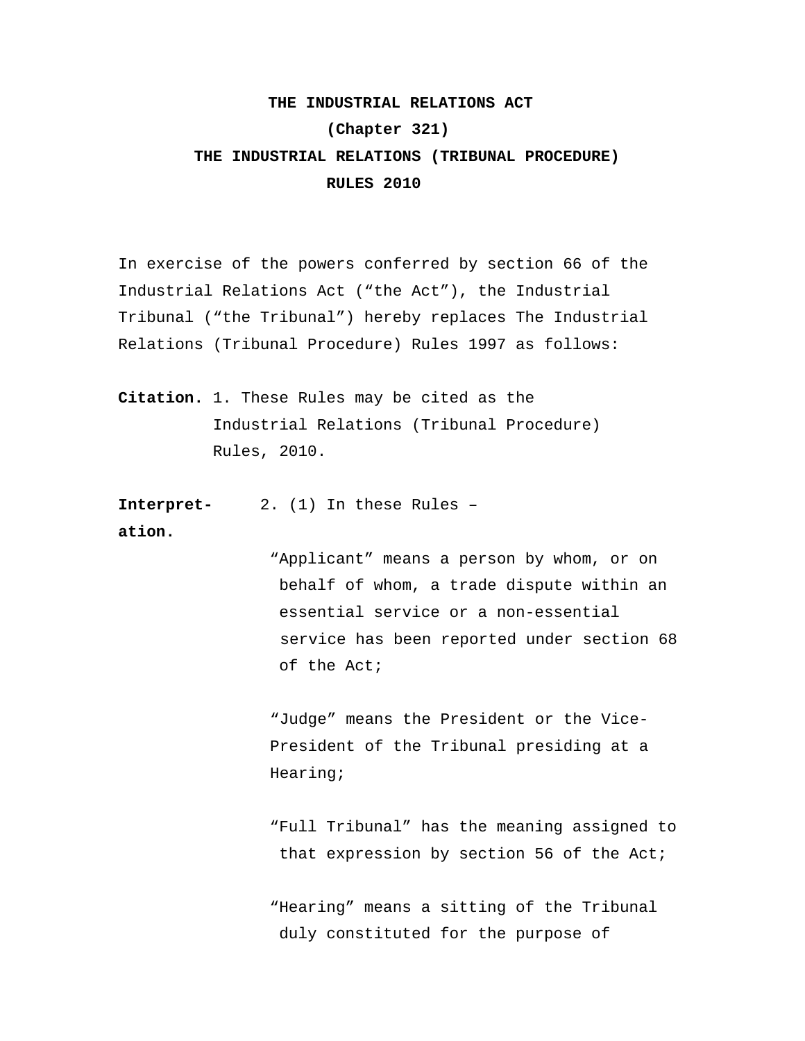# THE INDUSTRIAL RELATIONS ACT

## (Chapter 321)

## THE INDUSTRIAL RELATIONS (TRIBUNAL PROCEDURE) RULES 2010

In exercise of the powers conferred by section 66 of the Industrial Relations Act ("the Act"), the Industrial Tribunal ("the Tribunal") hereby replaces The Industrial Relations (Tribunal Procedure) Rules 1997 as follows:

**Citation.** 1. These Rules may be cited as the Industrial Relations (Tribunal Procedure) Rules, 2010.

**Interpretation.** 2. (1) In these Rules –

"Applicant" means a person by whom, or on behalf of whom, a trade dispute within an essential service or a non-essential service has been reported under section 68 of the Act;

"Judge" means the President or the Vice-President of the Tribunal presiding at a Hearing;

"Full Tribunal" has the meaning assigned to that expression by section 56 of the Act;

"Hearing" means a sitting of the Tribunal duly constituted for the purpose of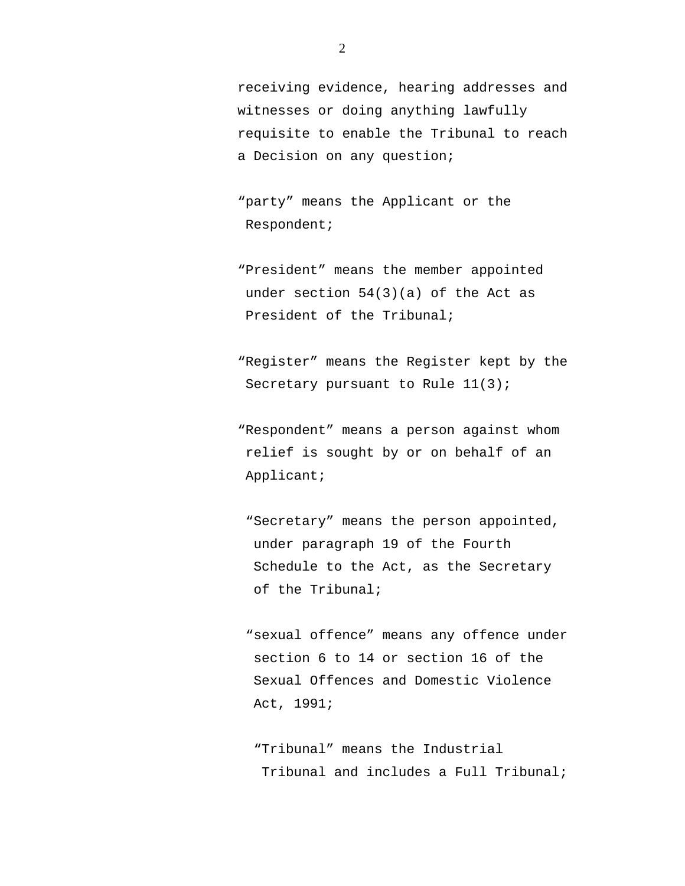receiving evidence, hearing addresses and witnesses or doing anything lawfully requisite to enable the Tribunal to reach a Decision on any question;

"party" means the Applicant or the Respondent;

"President" means the member appointed under section 54(3)(a) of the Act as President of the Tribunal;

"Register" means the Register kept by the Secretary pursuant to Rule 11(3);

"Respondent" means a person against whom relief is sought by or on behalf of an Applicant;

"Secretary" means the person appointed, under paragraph 19 of the Fourth Schedule to the Act, as the Secretary of the Tribunal;

"sexual offence" means any offence under section 6 to 14 or section 16 of the Sexual Offences and Domestic Violence Act, 1991;

"Tribunal" means the Industrial Tribunal and includes a Full Tribunal;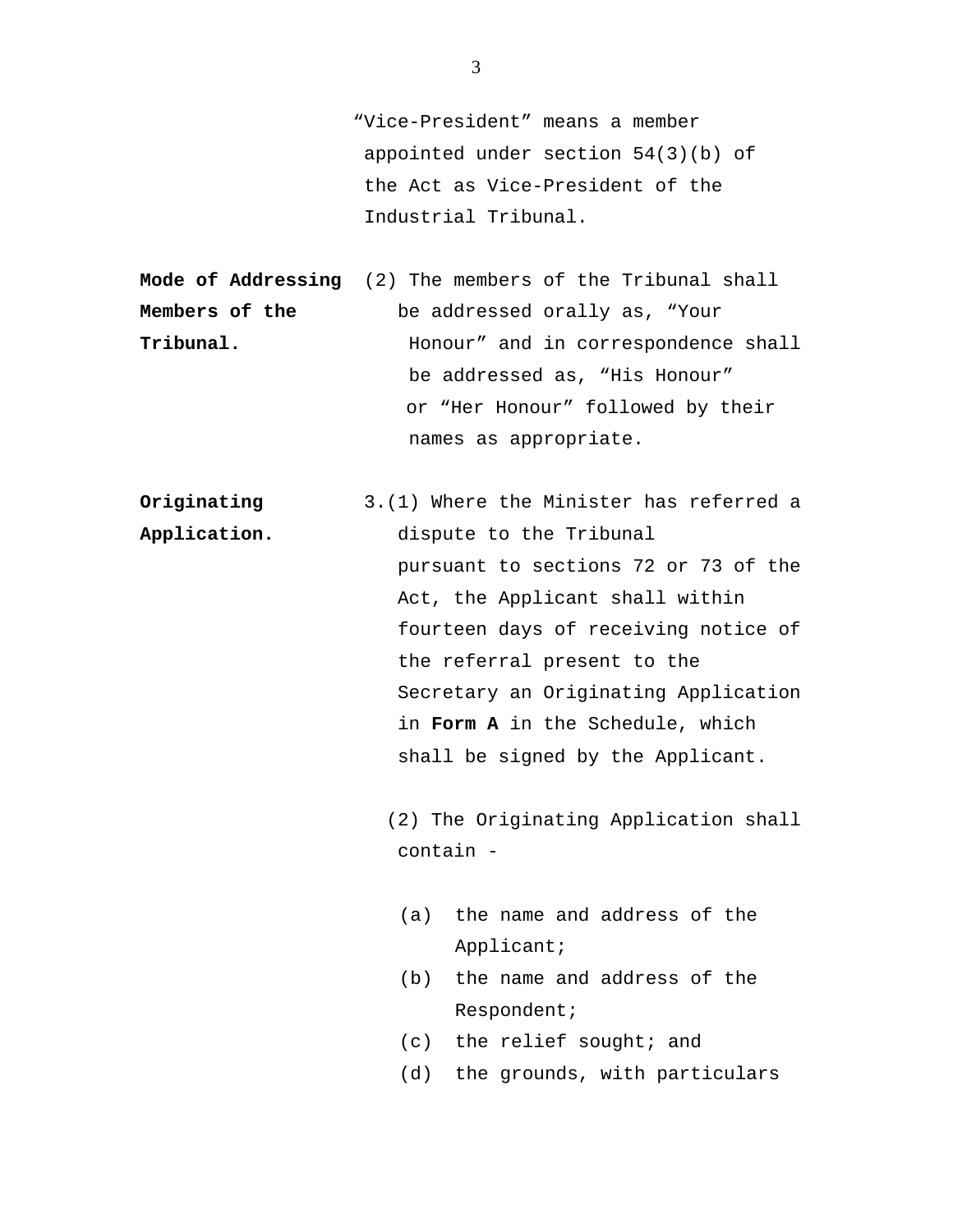"Vice-President" means a member appointed under section 54(3)(b) of the Act as Vice-President of the Industrial Tribunal.

**Mode of Addressing Members of the Tribunal.**

(2) The members of the Tribunal shall be addressed orally as, "Your Honour" and in correspondence shall be addressed as, "His Honour" or "Her Honour" followed by their names as appropriate.

**Originating Application.**

3.(1) Where the Minister has referred a dispute to the Tribunal pursuant to sections 72 or 73 of the Act, the Applicant shall within fourteen days of receiving notice of the referral present to the Secretary an Originating Application in **Form A** in the Schedule, which shall be signed by the Applicant.

(2) The Originating Application shall contain -

(a) the name and address of the Applicant;
(b) the name and address of the Respondent;
(c) the relief sought; and
(d) the grounds, with particulars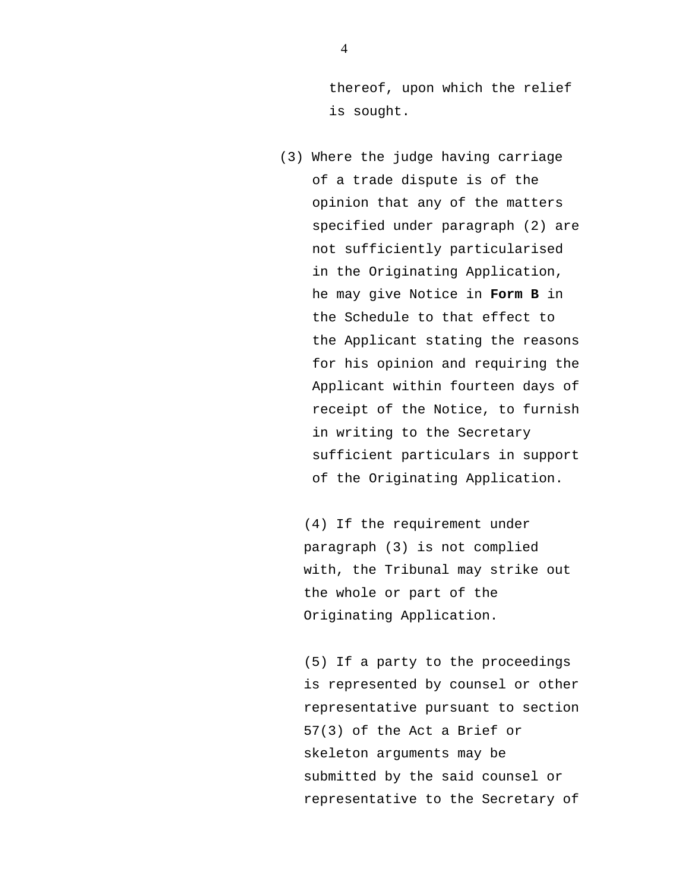thereof, upon which the relief is sought.

(3) Where the judge having carriage of a trade dispute is of the opinion that any of the matters specified under paragraph (2) are not sufficiently particularised in the Originating Application, he may give Notice in **Form B** in the Schedule to that effect to the Applicant stating the reasons for his opinion and requiring the Applicant within fourteen days of receipt of the Notice, to furnish in writing to the Secretary sufficient particulars in support of the Originating Application.

(4) If the requirement under paragraph (3) is not complied with, the Tribunal may strike out the whole or part of the Originating Application.

(5) If a party to the proceedings is represented by counsel or other representative pursuant to section 57(3) of the Act a Brief or skeleton arguments may be submitted by the said counsel or representative to the Secretary of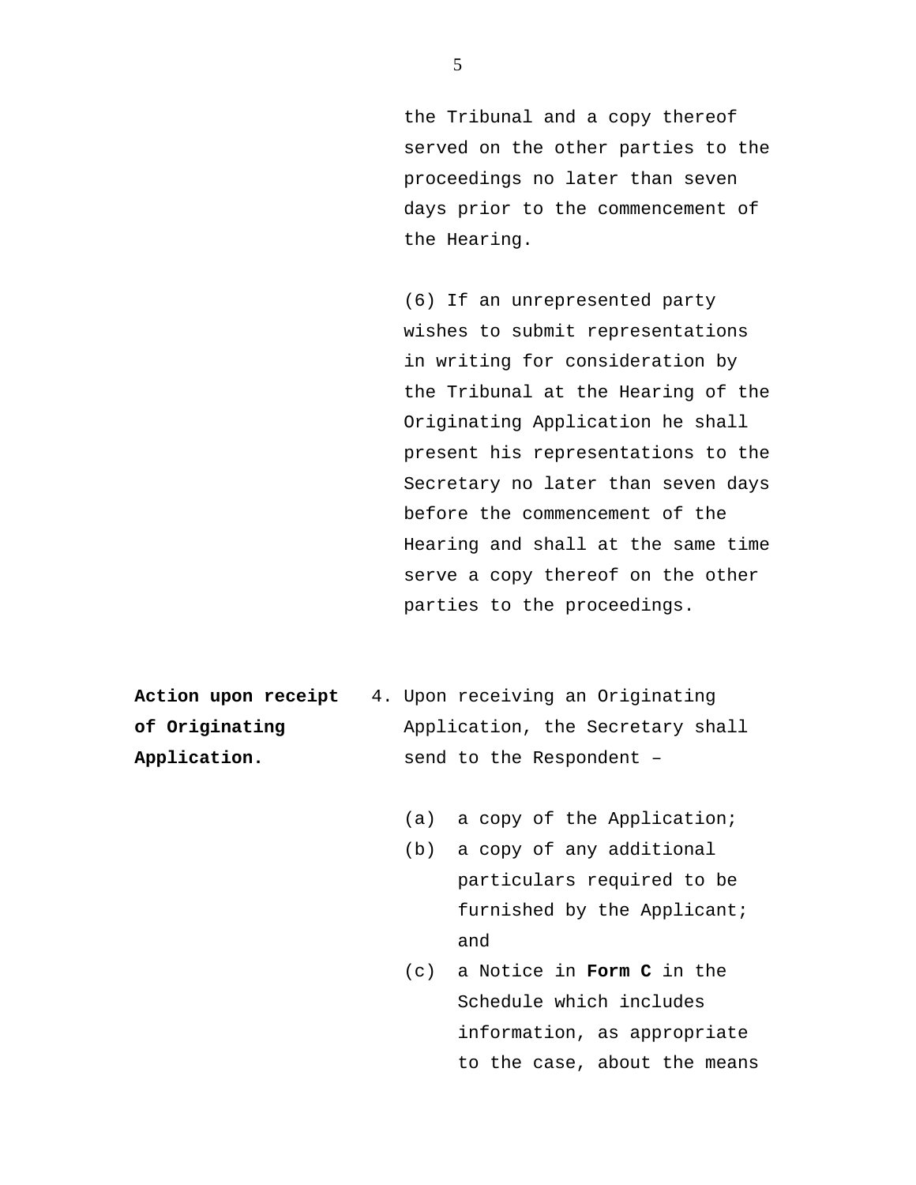the Tribunal and a copy thereof served on the other parties to the proceedings no later than seven days prior to the commencement of the Hearing.

(6) If an unrepresented party wishes to submit representations in writing for consideration by the Tribunal at the Hearing of the Originating Application he shall present his representations to the Secretary no later than seven days before the commencement of the Hearing and shall at the same time serve a copy thereof on the other parties to the proceedings.

**Action upon receipt of Originating Application.**

4. Upon receiving an Originating Application, the Secretary shall send to the Respondent –

   (a) a copy of the Application;
   (b) a copy of any additional particulars required to be furnished by the Applicant; and
   (c) a Notice in **Form C** in the Schedule which includes information, as appropriate to the case, about the means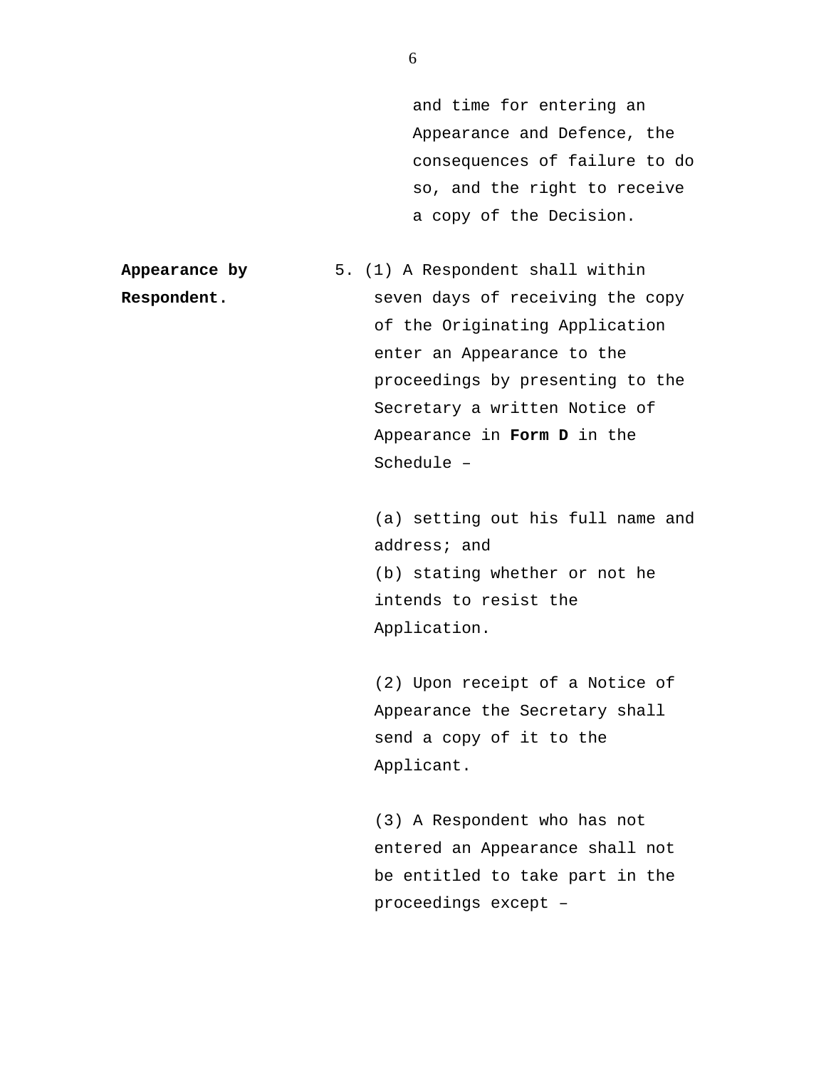and time for entering an Appearance and Defence, the consequences of failure to do so, and the right to receive a copy of the Decision.

**Appearance by Respondent.**

5. (1) A Respondent shall within seven days of receiving the copy of the Originating Application enter an Appearance to the proceedings by presenting to the Secretary a written Notice of Appearance in **Form D** in the Schedule –

(a) setting out his full name and address; and
(b) stating whether or not he intends to resist the Application.

(2) Upon receipt of a Notice of Appearance the Secretary shall send a copy of it to the Applicant.

(3) A Respondent who has not entered an Appearance shall not be entitled to take part in the proceedings except –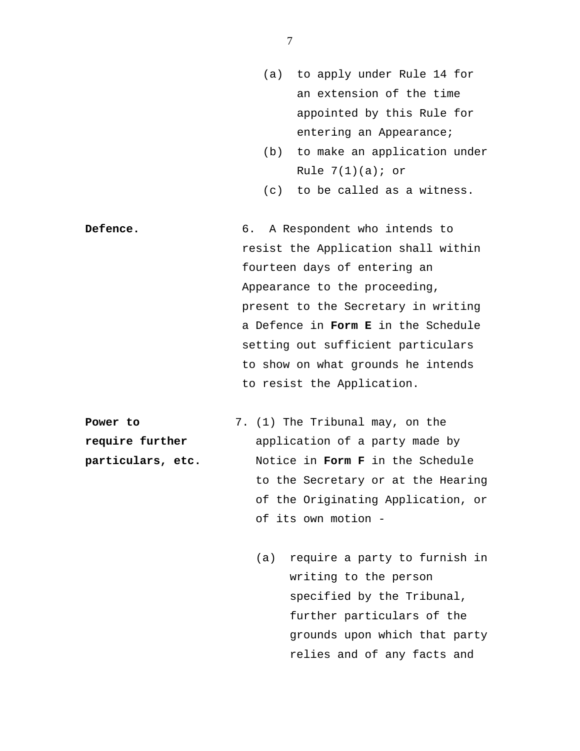(a) to apply under Rule 14 for an extension of the time appointed by this Rule for entering an Appearance;

(b) to make an application under Rule 7(1)(a); or

(c) to be called as a witness.

**Defence.**

6. A Respondent who intends to resist the Application shall within fourteen days of entering an Appearance to the proceeding, present to the Secretary in writing a Defence in **Form E** in the Schedule setting out sufficient particulars to show on what grounds he intends to resist the Application.

**Power to require further particulars, etc.**

7. (1) The Tribunal may, on the application of a party made by Notice in **Form F** in the Schedule to the Secretary or at the Hearing of the Originating Application, or of its own motion -

(a) require a party to furnish in writing to the person specified by the Tribunal, further particulars of the grounds upon which that party relies and of any facts and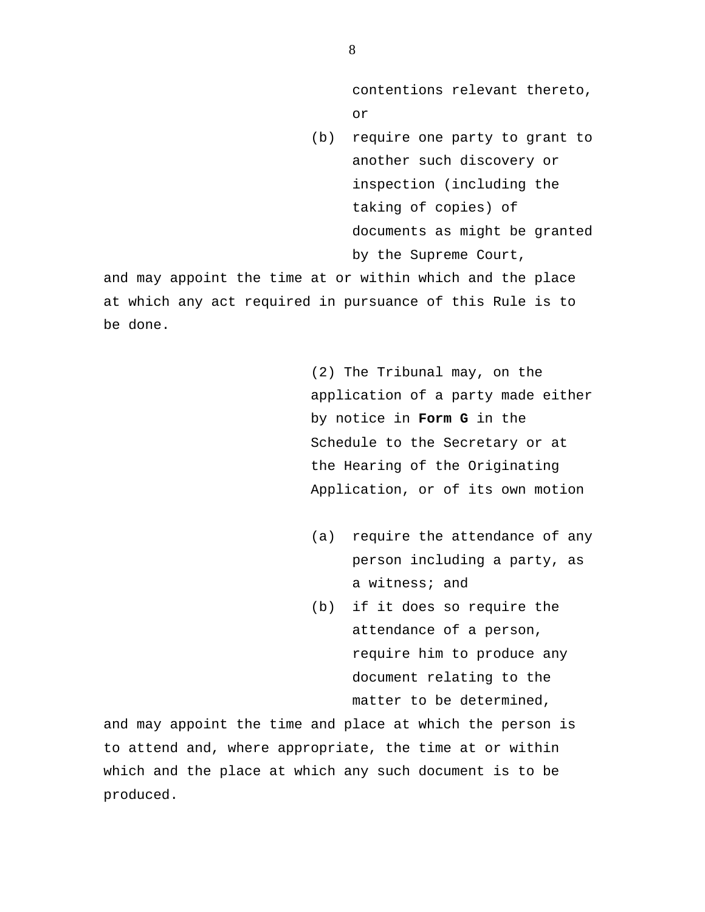contentions relevant thereto, or

(b) require one party to grant to another such discovery or inspection (including the taking of copies) of documents as might be granted by the Supreme Court,

and may appoint the time at or within which and the place at which any act required in pursuance of this Rule is to be done.

(2) The Tribunal may, on the application of a party made either by notice in **Form G** in the Schedule to the Secretary or at the Hearing of the Originating Application, or of its own motion

(a) require the attendance of any person including a party, as a witness; and

(b) if it does so require the attendance of a person, require him to produce any document relating to the matter to be determined,

and may appoint the time and place at which the person is to attend and, where appropriate, the time at or within which and the place at which any such document is to be produced.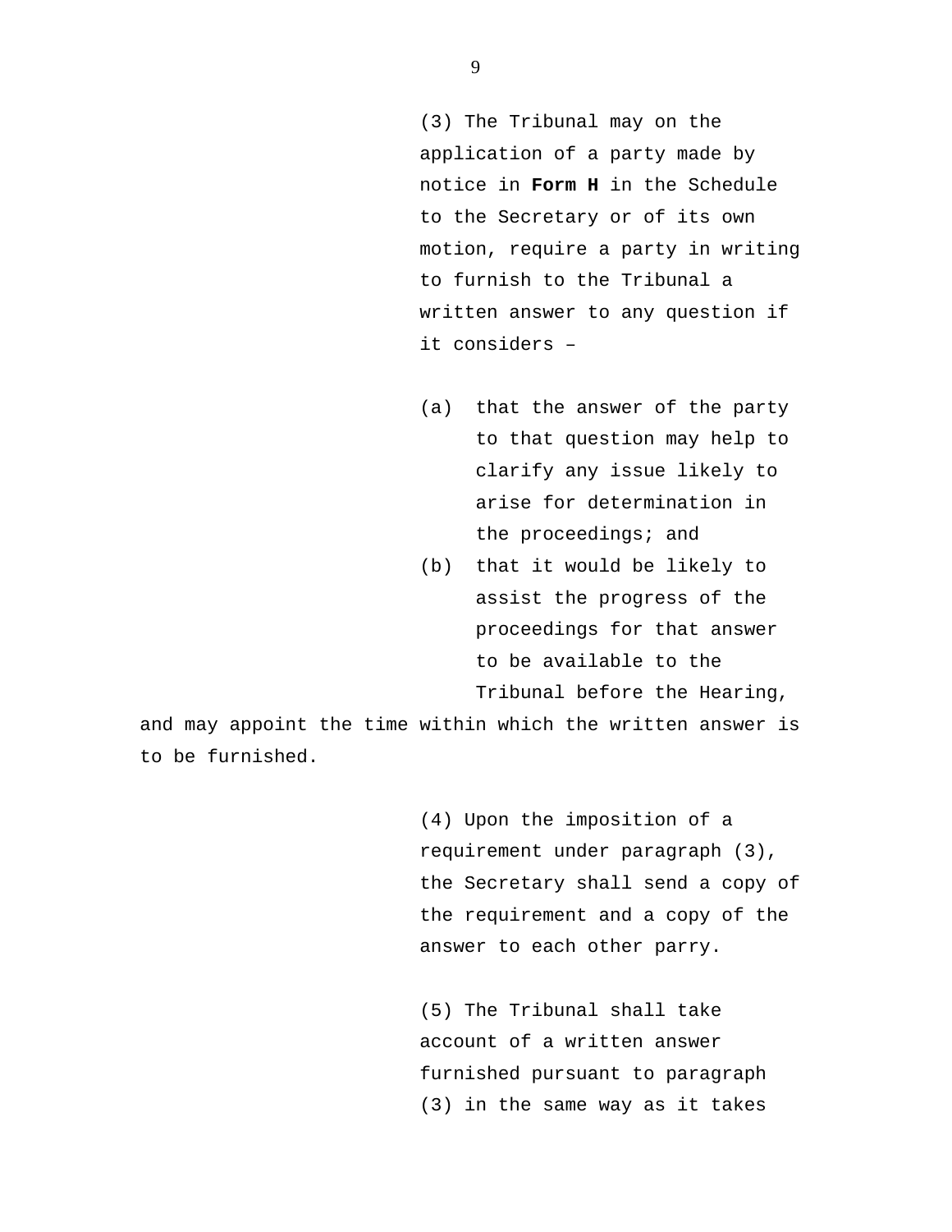(3) The Tribunal may on the application of a party made by notice in **Form H** in the Schedule to the Secretary or of its own motion, require a party in writing to furnish to the Tribunal a written answer to any question if it considers –

(a) that the answer of the party to that question may help to clarify any issue likely to arise for determination in the proceedings; and

(b) that it would be likely to assist the progress of the proceedings for that answer to be available to the Tribunal before the Hearing,

and may appoint the time within which the written answer is to be furnished.

(4) Upon the imposition of a requirement under paragraph (3), the Secretary shall send a copy of the requirement and a copy of the answer to each other parry.

(5) The Tribunal shall take account of a written answer furnished pursuant to paragraph (3) in the same way as it takes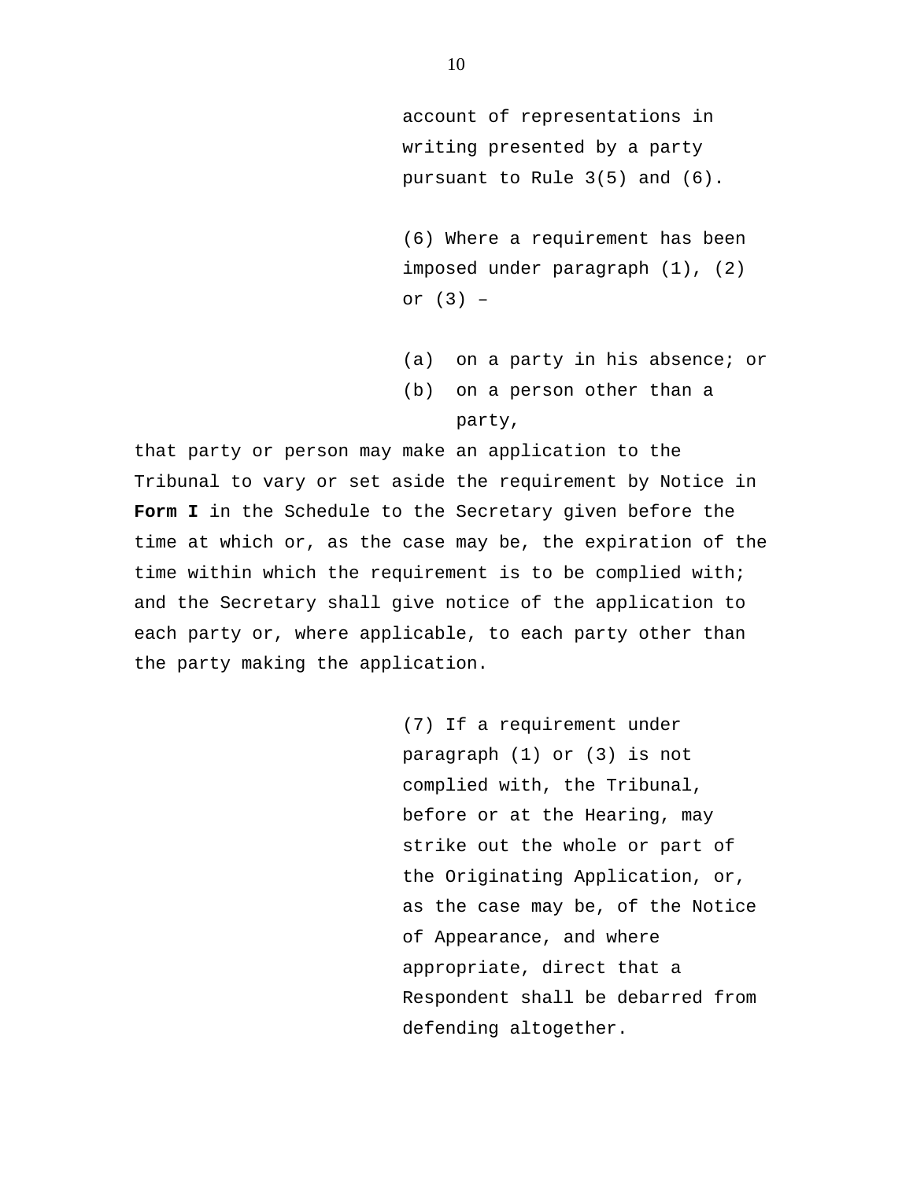account of representations in writing presented by a party pursuant to Rule 3(5) and (6).

(6) Where a requirement has been imposed under paragraph (1), (2) or (3) –

(a) on a party in his absence; or
(b) on a person other than a party,

that party or person may make an application to the Tribunal to vary or set aside the requirement by Notice in **Form I** in the Schedule to the Secretary given before the time at which or, as the case may be, the expiration of the time within which the requirement is to be complied with; and the Secretary shall give notice of the application to each party or, where applicable, to each party other than the party making the application.

(7) If a requirement under paragraph (1) or (3) is not complied with, the Tribunal, before or at the Hearing, may strike out the whole or part of the Originating Application, or, as the case may be, of the Notice of Appearance, and where appropriate, direct that a Respondent shall be debarred from defending altogether.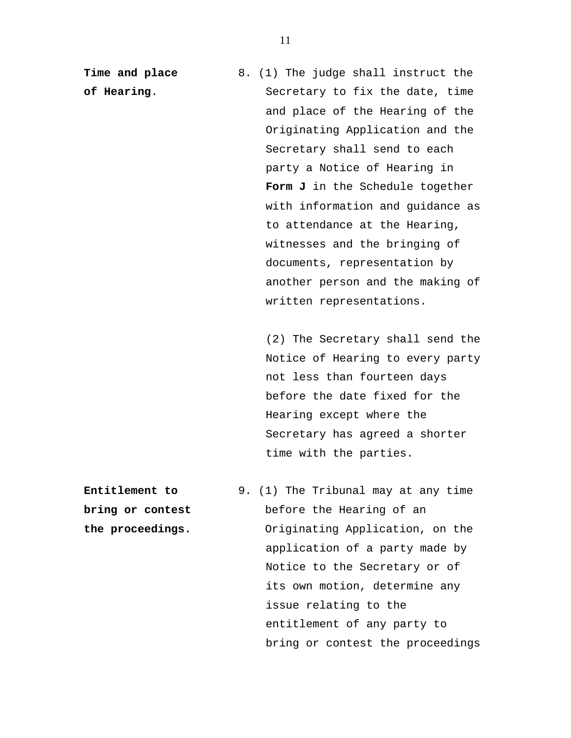**Time and place of Hearing.**

8. (1) The judge shall instruct the Secretary to fix the date, time and place of the Hearing of the Originating Application and the Secretary shall send to each party a Notice of Hearing in **Form J** in the Schedule together with information and guidance as to attendance at the Hearing, witnesses and the bringing of documents, representation by another person and the making of written representations.

(2) The Secretary shall send the Notice of Hearing to every party not less than fourteen days before the date fixed for the Hearing except where the Secretary has agreed a shorter time with the parties.

**Entitlement to bring or contest the proceedings.**

9. (1) The Tribunal may at any time before the Hearing of an Originating Application, on the application of a party made by Notice to the Secretary or of its own motion, determine any issue relating to the entitlement of any party to bring or contest the proceedings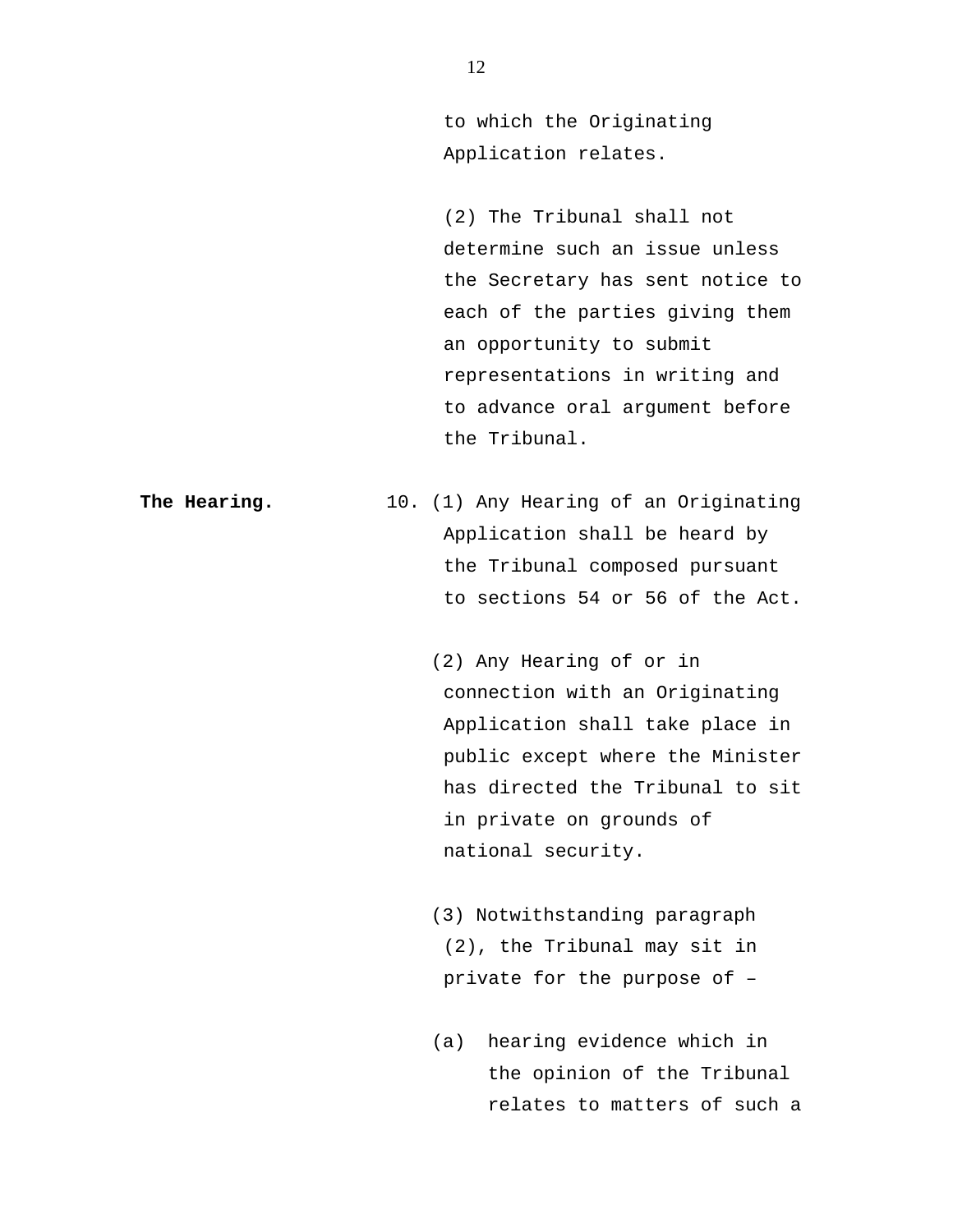to which the Originating Application relates.

(2) The Tribunal shall not determine such an issue unless the Secretary has sent notice to each of the parties giving them an opportunity to submit representations in writing and to advance oral argument before the Tribunal.

**The Hearing.**

10. (1) Any Hearing of an Originating Application shall be heard by the Tribunal composed pursuant to sections 54 or 56 of the Act.

(2) Any Hearing of or in connection with an Originating Application shall take place in public except where the Minister has directed the Tribunal to sit in private on grounds of national security.

(3) Notwithstanding paragraph (2), the Tribunal may sit in private for the purpose of –

(a) hearing evidence which in the opinion of the Tribunal relates to matters of such a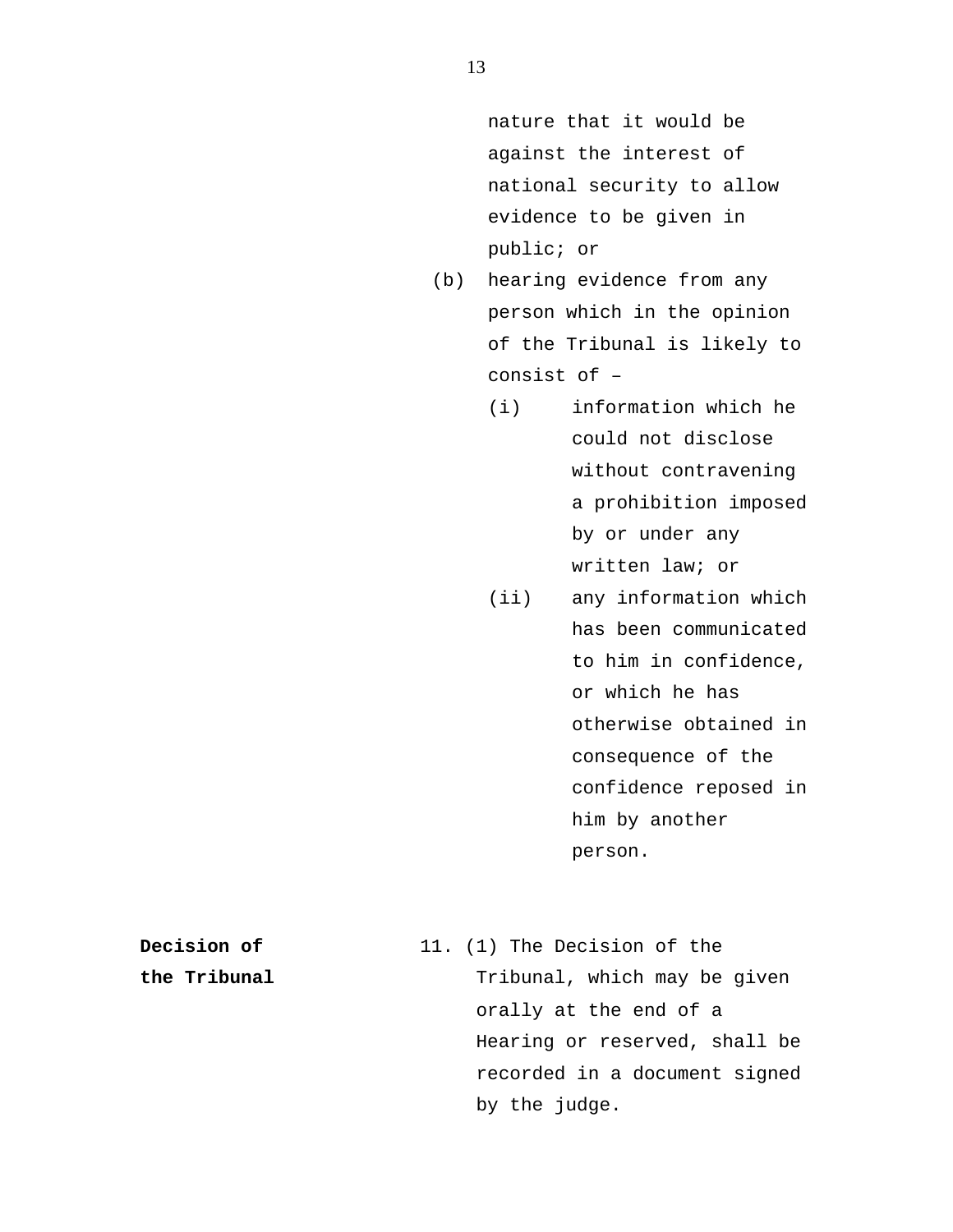nature that it would be against the interest of national security to allow evidence to be given in public; or

(b) hearing evidence from any person which in the opinion of the Tribunal is likely to consist of –

  (i) information which he could not disclose without contravening a prohibition imposed by or under any written law; or

  (ii) any information which has been communicated to him in confidence, or which he has otherwise obtained in consequence of the confidence reposed in him by another person.

**Decision of the Tribunal**

11. (1) The Decision of the Tribunal, which may be given orally at the end of a Hearing or reserved, shall be recorded in a document signed by the judge.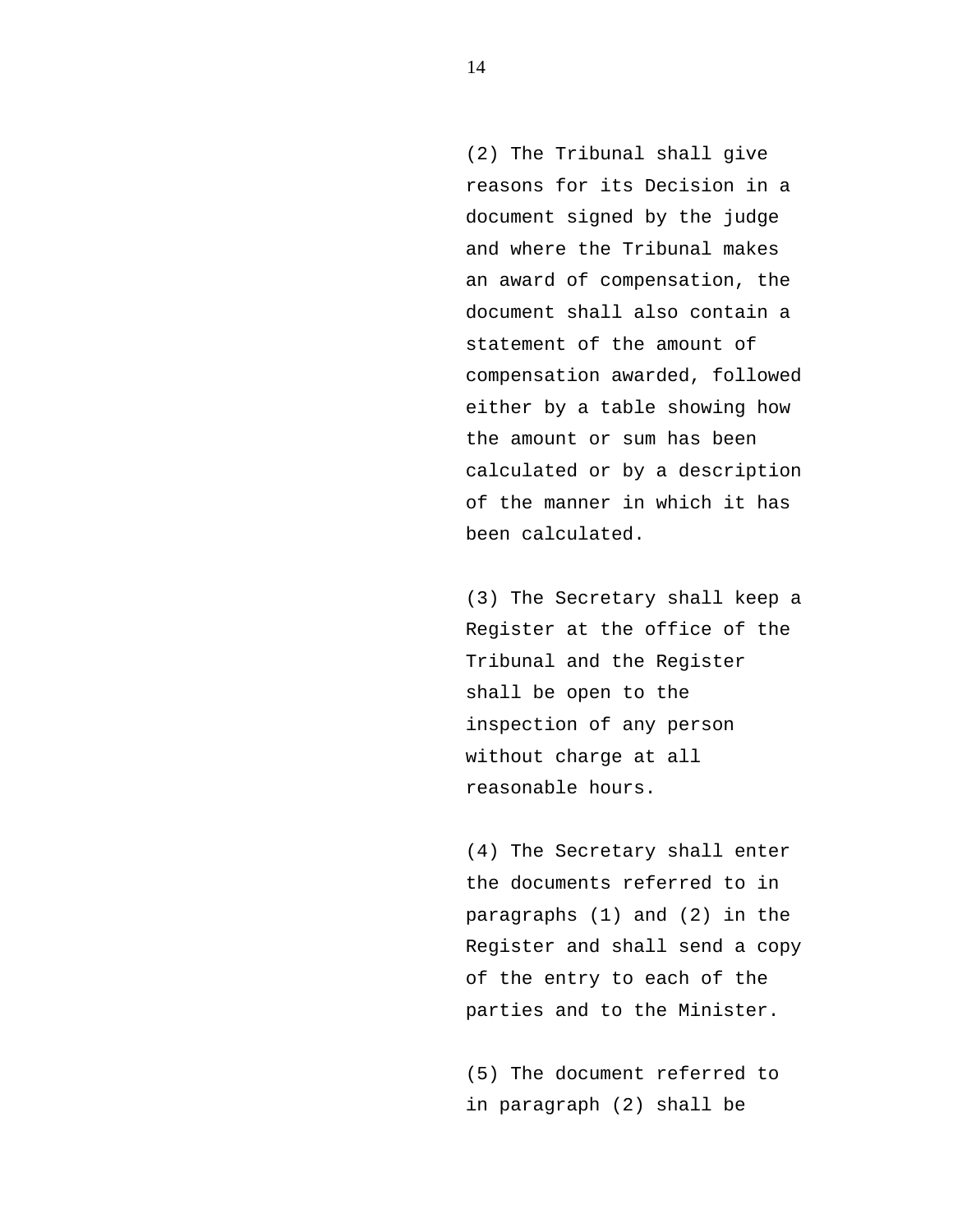(2) The Tribunal shall give reasons for its Decision in a document signed by the judge and where the Tribunal makes an award of compensation, the document shall also contain a statement of the amount of compensation awarded, followed either by a table showing how the amount or sum has been calculated or by a description of the manner in which it has been calculated.

(3) The Secretary shall keep a Register at the office of the Tribunal and the Register shall be open to the inspection of any person without charge at all reasonable hours.

(4) The Secretary shall enter the documents referred to in paragraphs (1) and (2) in the Register and shall send a copy of the entry to each of the parties and to the Minister.

(5) The document referred to in paragraph (2) shall be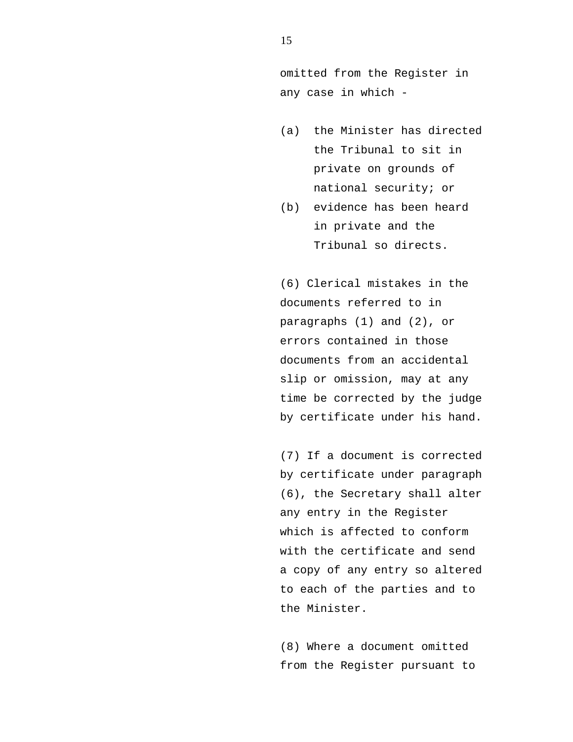omitted from the Register in any case in which -

(a) the Minister has directed the Tribunal to sit in private on grounds of national security; or
(b) evidence has been heard in private and the Tribunal so directs.

(6) Clerical mistakes in the documents referred to in paragraphs (1) and (2), or errors contained in those documents from an accidental slip or omission, may at any time be corrected by the judge by certificate under his hand.

(7) If a document is corrected by certificate under paragraph (6), the Secretary shall alter any entry in the Register which is affected to conform with the certificate and send a copy of any entry so altered to each of the parties and to the Minister.

(8) Where a document omitted from the Register pursuant to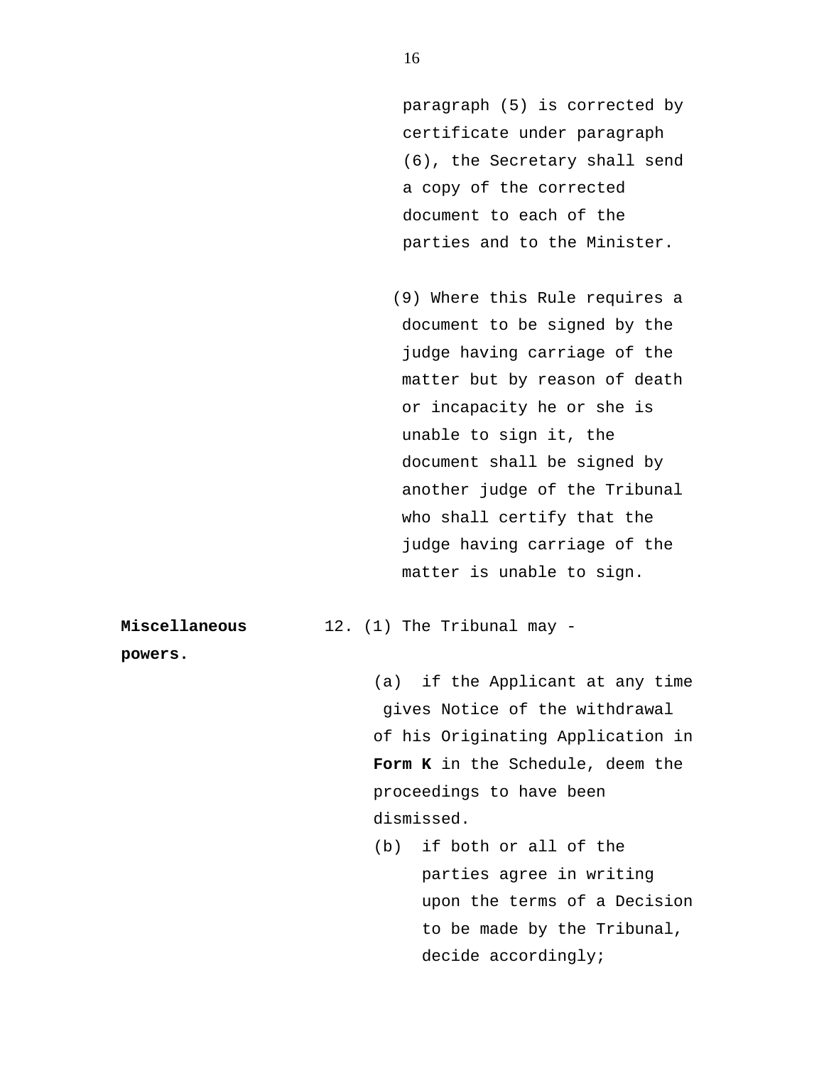paragraph (5) is corrected by certificate under paragraph (6), the Secretary shall send a copy of the corrected document to each of the parties and to the Minister.

(9) Where this Rule requires a document to be signed by the judge having carriage of the matter but by reason of death or incapacity he or she is unable to sign it, the document shall be signed by another judge of the Tribunal who shall certify that the judge having carriage of the matter is unable to sign.

**Miscellaneous powers.**

12. (1) The Tribunal may -

(a) if the Applicant at any time gives Notice of the withdrawal of his Originating Application in **Form K** in the Schedule, deem the proceedings to have been dismissed.

(b) if both or all of the parties agree in writing upon the terms of a Decision to be made by the Tribunal, decide accordingly;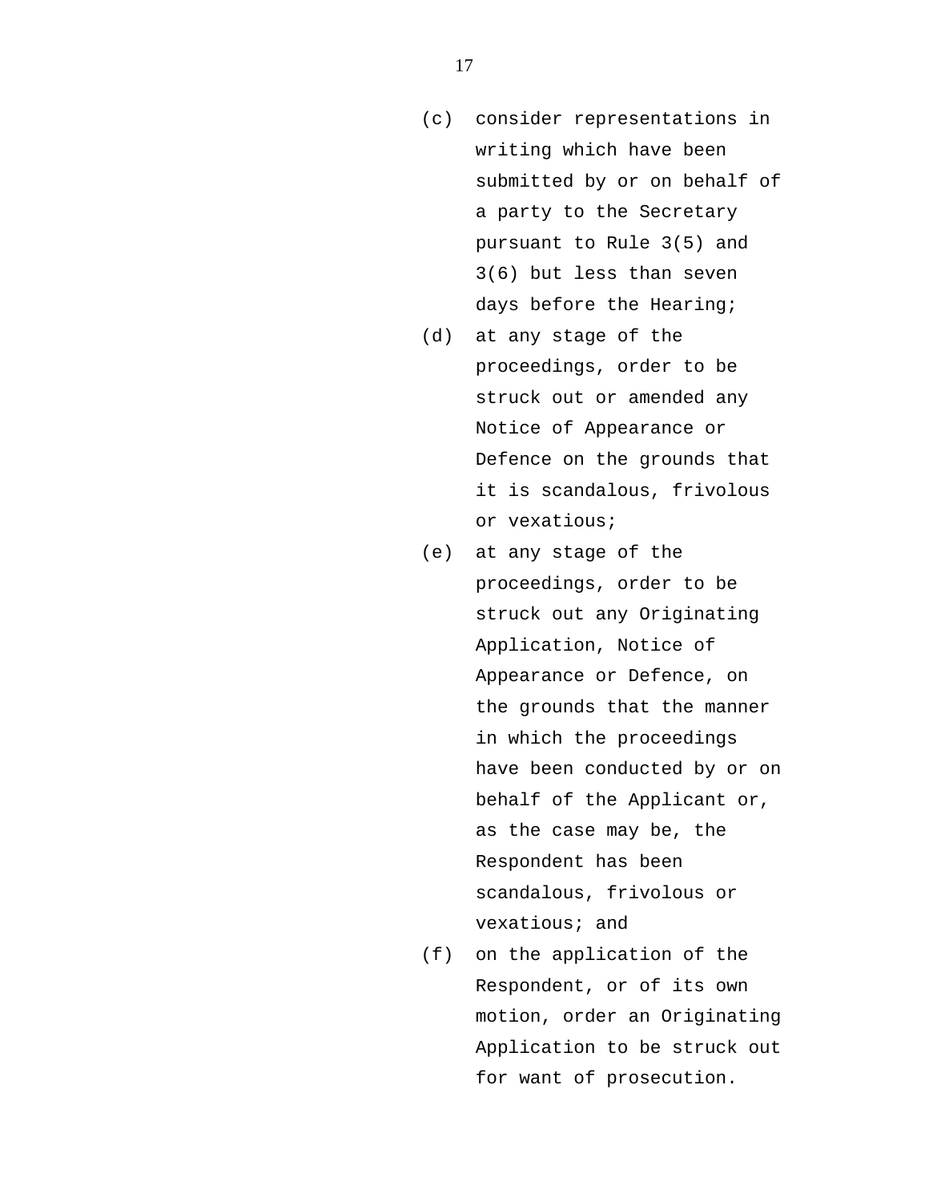(c) consider representations in writing which have been submitted by or on behalf of a party to the Secretary pursuant to Rule 3(5) and 3(6) but less than seven days before the Hearing;

(d) at any stage of the proceedings, order to be struck out or amended any Notice of Appearance or Defence on the grounds that it is scandalous, frivolous or vexatious;

(e) at any stage of the proceedings, order to be struck out any Originating Application, Notice of Appearance or Defence, on the grounds that the manner in which the proceedings have been conducted by or on behalf of the Applicant or, as the case may be, the Respondent has been scandalous, frivolous or vexatious; and

(f) on the application of the Respondent, or of its own motion, order an Originating Application to be struck out for want of prosecution.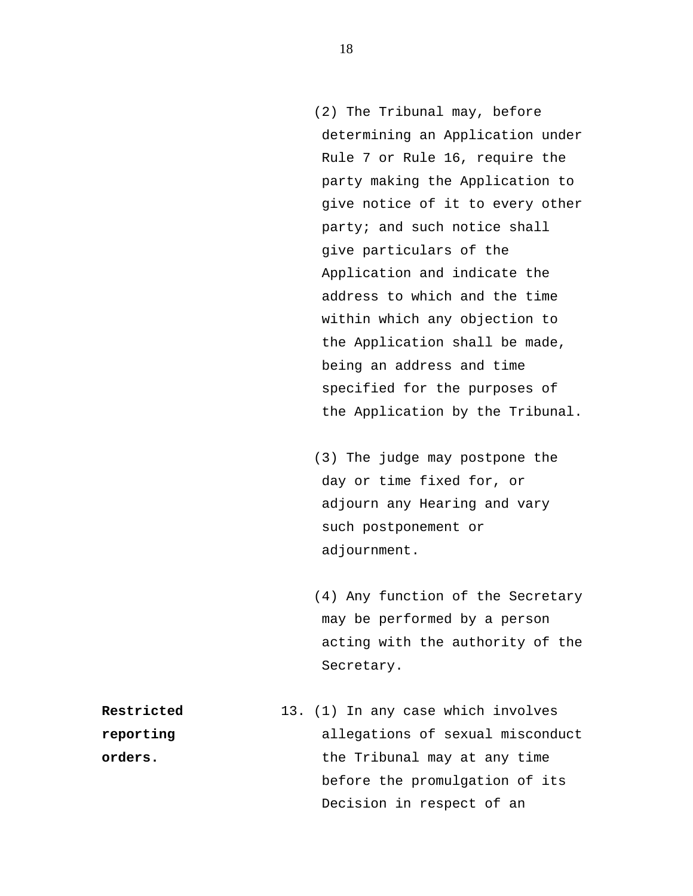(2) The Tribunal may, before determining an Application under Rule 7 or Rule 16, require the party making the Application to give notice of it to every other party; and such notice shall give particulars of the Application and indicate the address to which and the time within which any objection to the Application shall be made, being an address and time specified for the purposes of the Application by the Tribunal.

(3) The judge may postpone the day or time fixed for, or adjourn any Hearing and vary such postponement or adjournment.

(4) Any function of the Secretary may be performed by a person acting with the authority of the Secretary.

**Restricted reporting orders.**

13. (1) In any case which involves allegations of sexual misconduct the Tribunal may at any time before the promulgation of its Decision in respect of an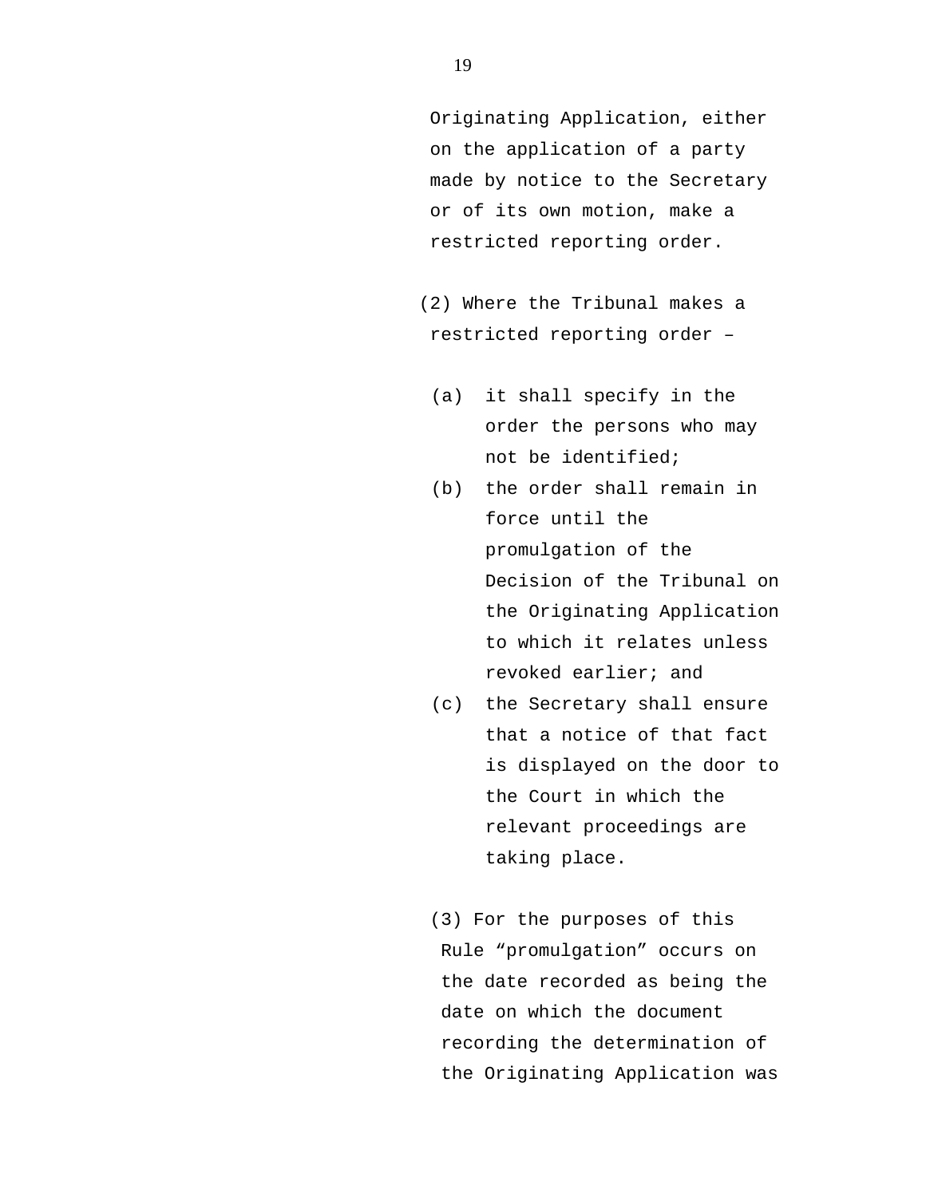Originating Application, either on the application of a party made by notice to the Secretary or of its own motion, make a restricted reporting order.

(2) Where the Tribunal makes a restricted reporting order –

- (a) it shall specify in the order the persons who may not be identified;
- (b) the order shall remain in force until the promulgation of the Decision of the Tribunal on the Originating Application to which it relates unless revoked earlier; and
- (c) the Secretary shall ensure that a notice of that fact is displayed on the door to the Court in which the relevant proceedings are taking place.

(3) For the purposes of this Rule “promulgation” occurs on the date recorded as being the date on which the document recording the determination of the Originating Application was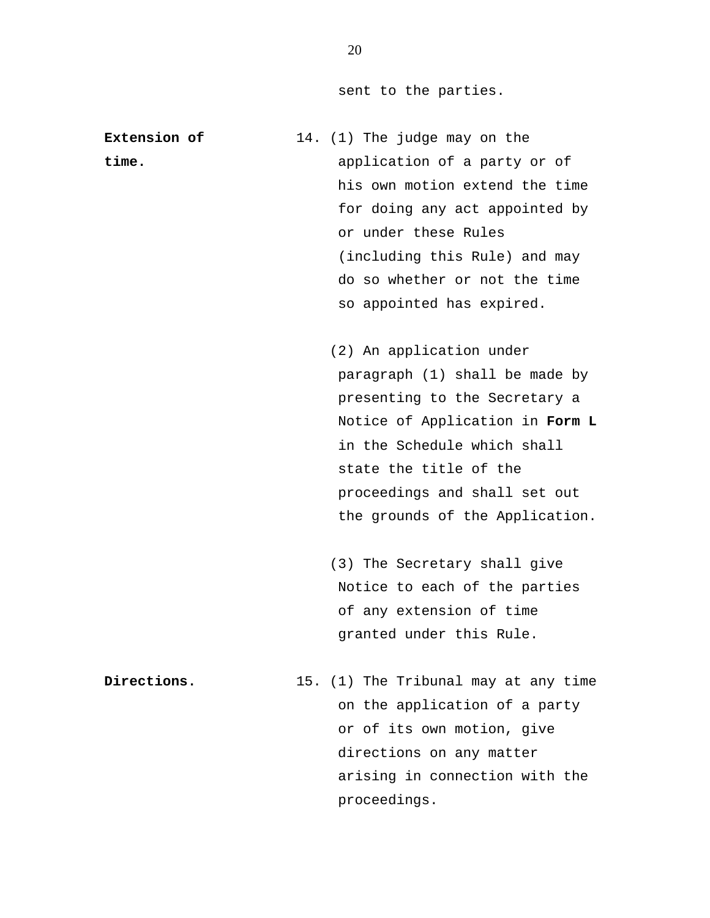sent to the parties.

**Extension of time.**

14. (1) The judge may on the application of a party or of his own motion extend the time for doing any act appointed by or under these Rules (including this Rule) and may do so whether or not the time so appointed has expired.

(2) An application under paragraph (1) shall be made by presenting to the Secretary a Notice of Application in **Form L** in the Schedule which shall state the title of the proceedings and shall set out the grounds of the Application.

(3) The Secretary shall give Notice to each of the parties of any extension of time granted under this Rule.

**Directions.**

15. (1) The Tribunal may at any time on the application of a party or of its own motion, give directions on any matter arising in connection with the proceedings.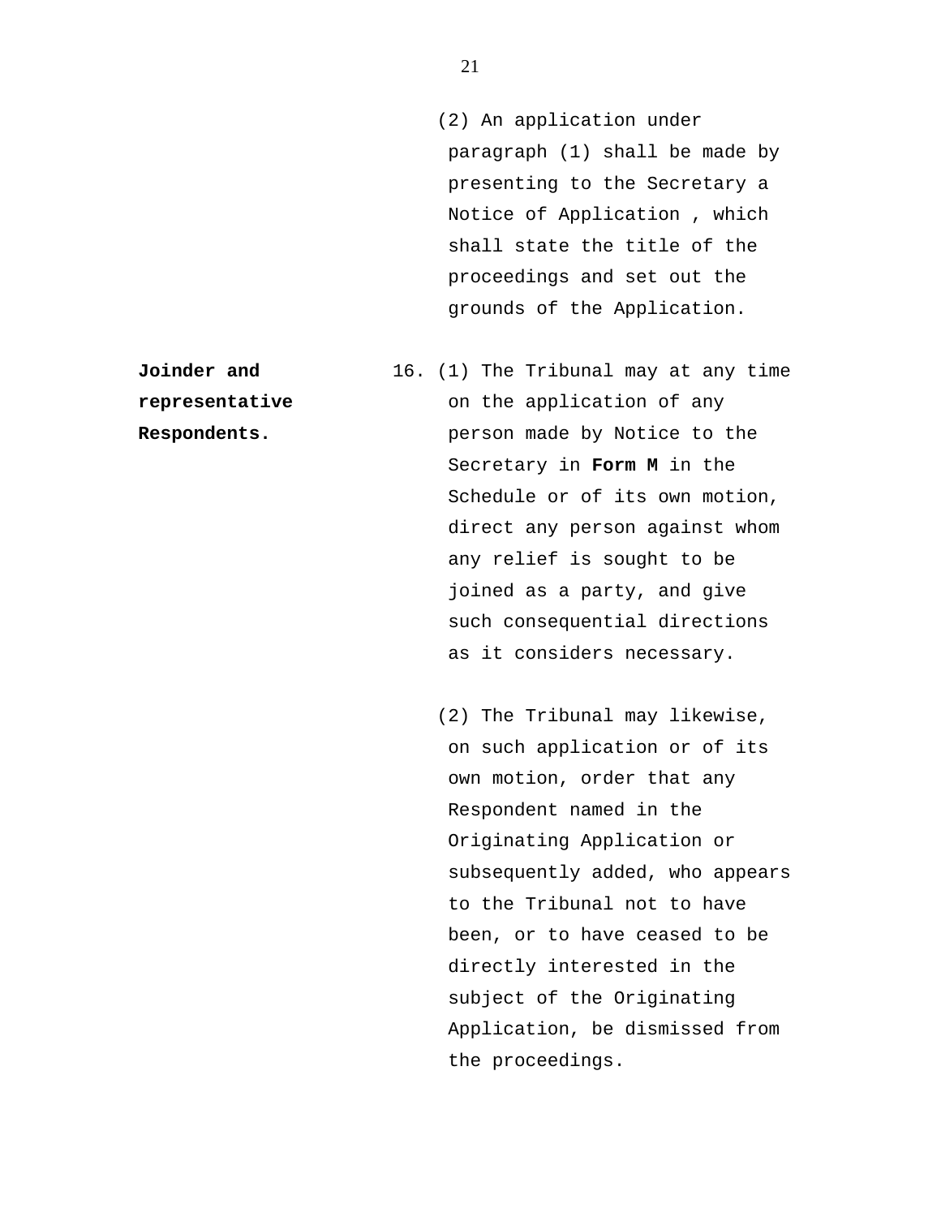(2) An application under paragraph (1) shall be made by presenting to the Secretary a Notice of Application , which shall state the title of the proceedings and set out the grounds of the Application.

**Joinder and representative Respondents.**

16. (1) The Tribunal may at any time on the application of any person made by Notice to the Secretary in **Form M** in the Schedule or of its own motion, direct any person against whom any relief is sought to be joined as a party, and give such consequential directions as it considers necessary.

(2) The Tribunal may likewise, on such application or of its own motion, order that any Respondent named in the Originating Application or subsequently added, who appears to the Tribunal not to have been, or to have ceased to be directly interested in the subject of the Originating Application, be dismissed from the proceedings.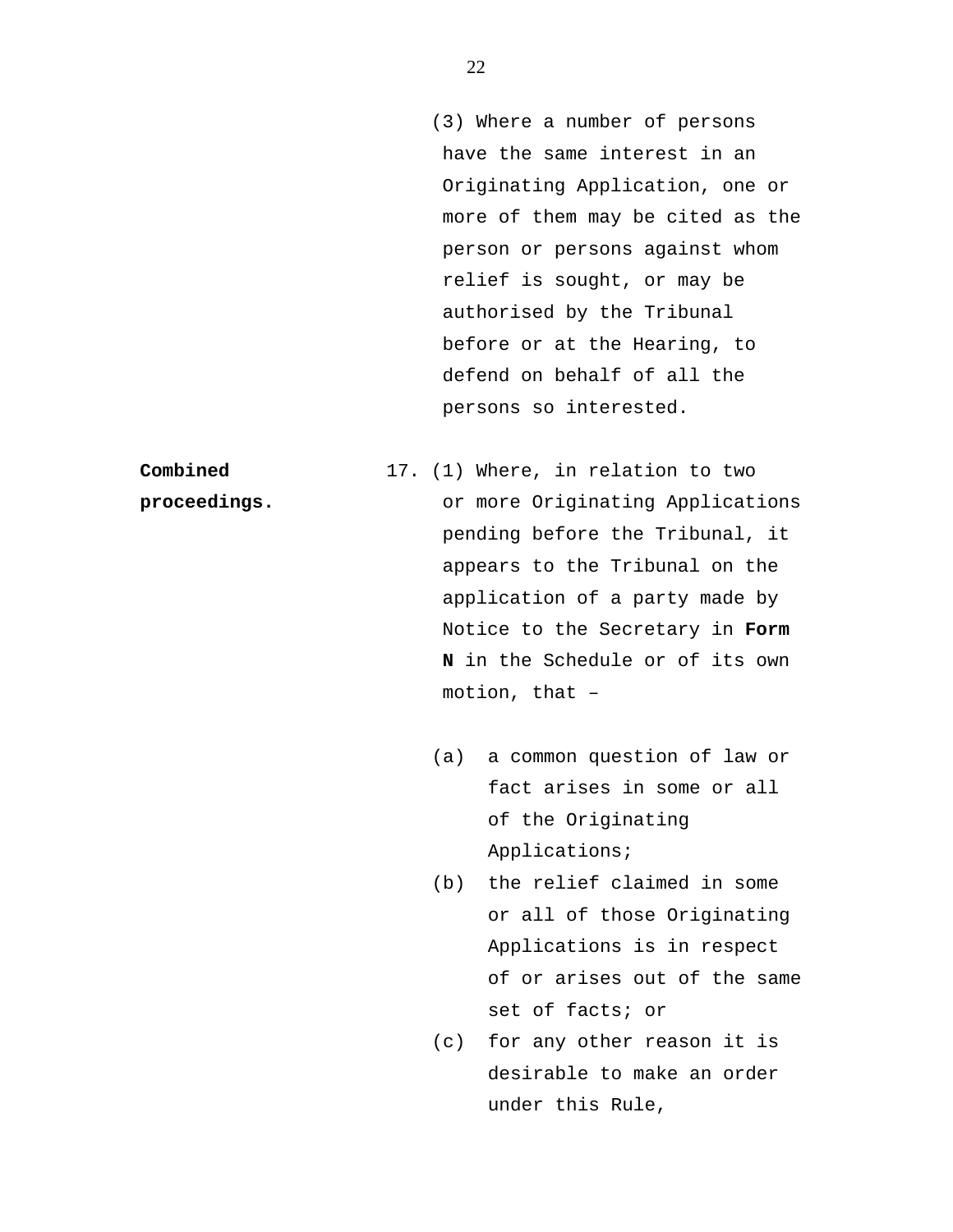(3) Where a number of persons have the same interest in an Originating Application, one or more of them may be cited as the person or persons against whom relief is sought, or may be authorised by the Tribunal before or at the Hearing, to defend on behalf of all the persons so interested.

**Combined proceedings.**

17. (1) Where, in relation to two or more Originating Applications pending before the Tribunal, it appears to the Tribunal on the application of a party made by Notice to the Secretary in **Form N** in the Schedule or of its own motion, that –

(a) a common question of law or fact arises in some or all of the Originating Applications;

(b) the relief claimed in some or all of those Originating Applications is in respect of or arises out of the same set of facts; or

(c) for any other reason it is desirable to make an order under this Rule,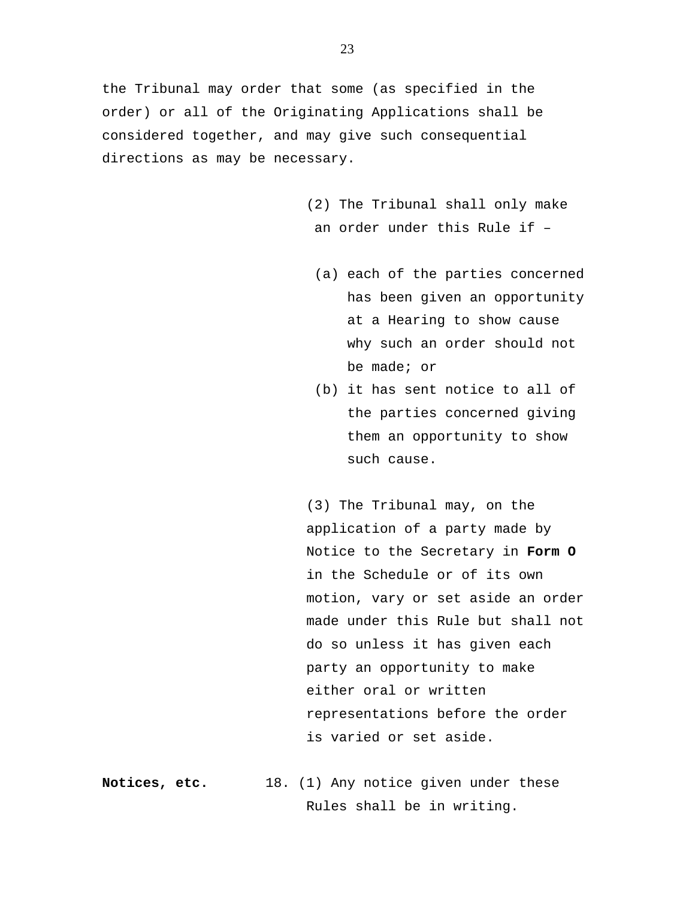the Tribunal may order that some (as specified in the order) or all of the Originating Applications shall be considered together, and may give such consequential directions as may be necessary.

(2) The Tribunal shall only make an order under this Rule if –

(a) each of the parties concerned has been given an opportunity at a Hearing to show cause why such an order should not be made; or

(b) it has sent notice to all of the parties concerned giving them an opportunity to show such cause.

(3) The Tribunal may, on the application of a party made by Notice to the Secretary in **Form O** in the Schedule or of its own motion, vary or set aside an order made under this Rule but shall not do so unless it has given each party an opportunity to make either oral or written representations before the order is varied or set aside.

**Notices, etc.** 18. (1) Any notice given under these Rules shall be in writing.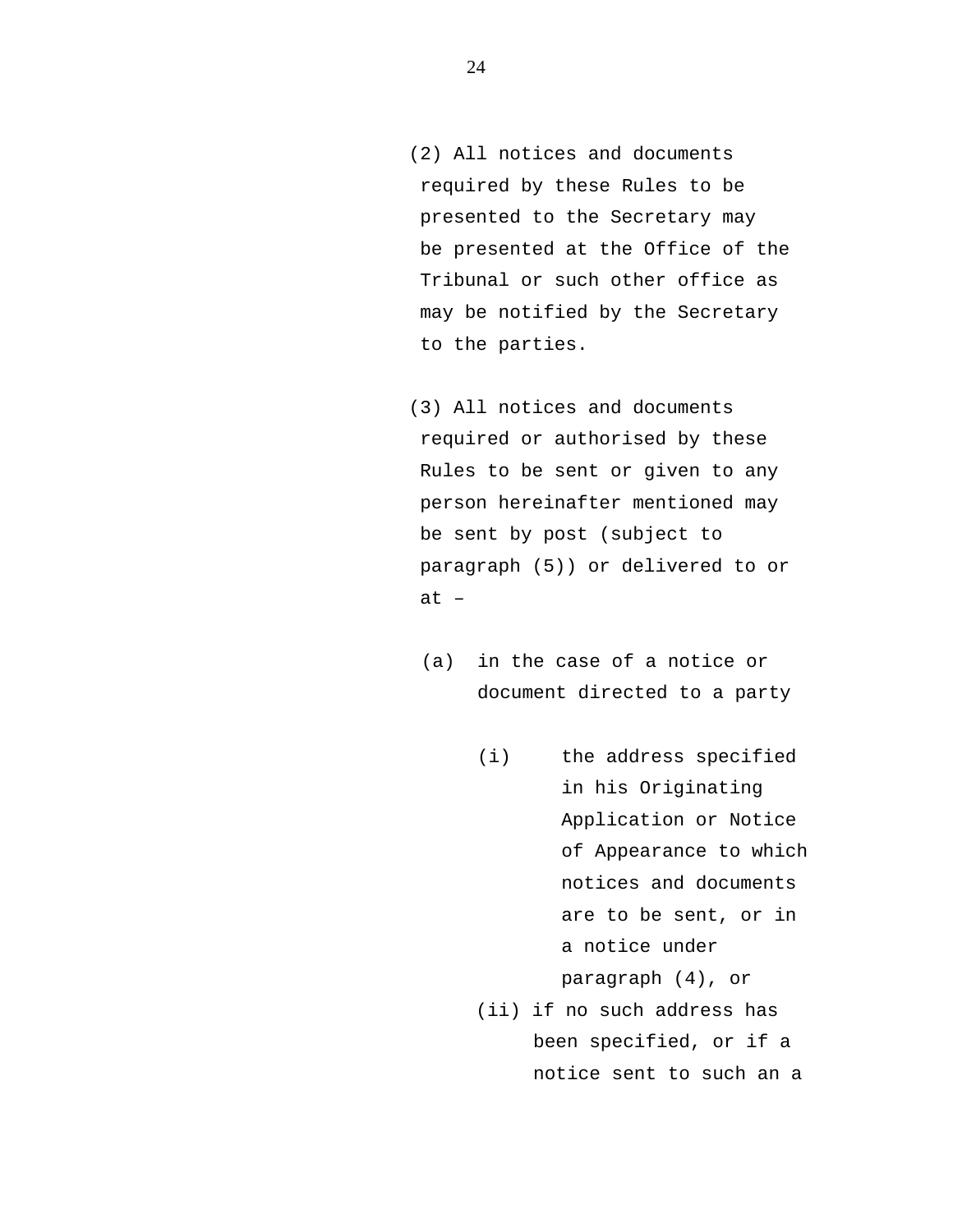(2) All notices and documents required by these Rules to be presented to the Secretary may be presented at the Office of the Tribunal or such other office as may be notified by the Secretary to the parties.

(3) All notices and documents required or authorised by these Rules to be sent or given to any person hereinafter mentioned may be sent by post (subject to paragraph (5)) or delivered to or at –

(a) in the case of a notice or document directed to a party

(i) the address specified in his Originating Application or Notice of Appearance to which notices and documents are to be sent, or in a notice under paragraph (4), or

(ii) if no such address has been specified, or if a notice sent to such an a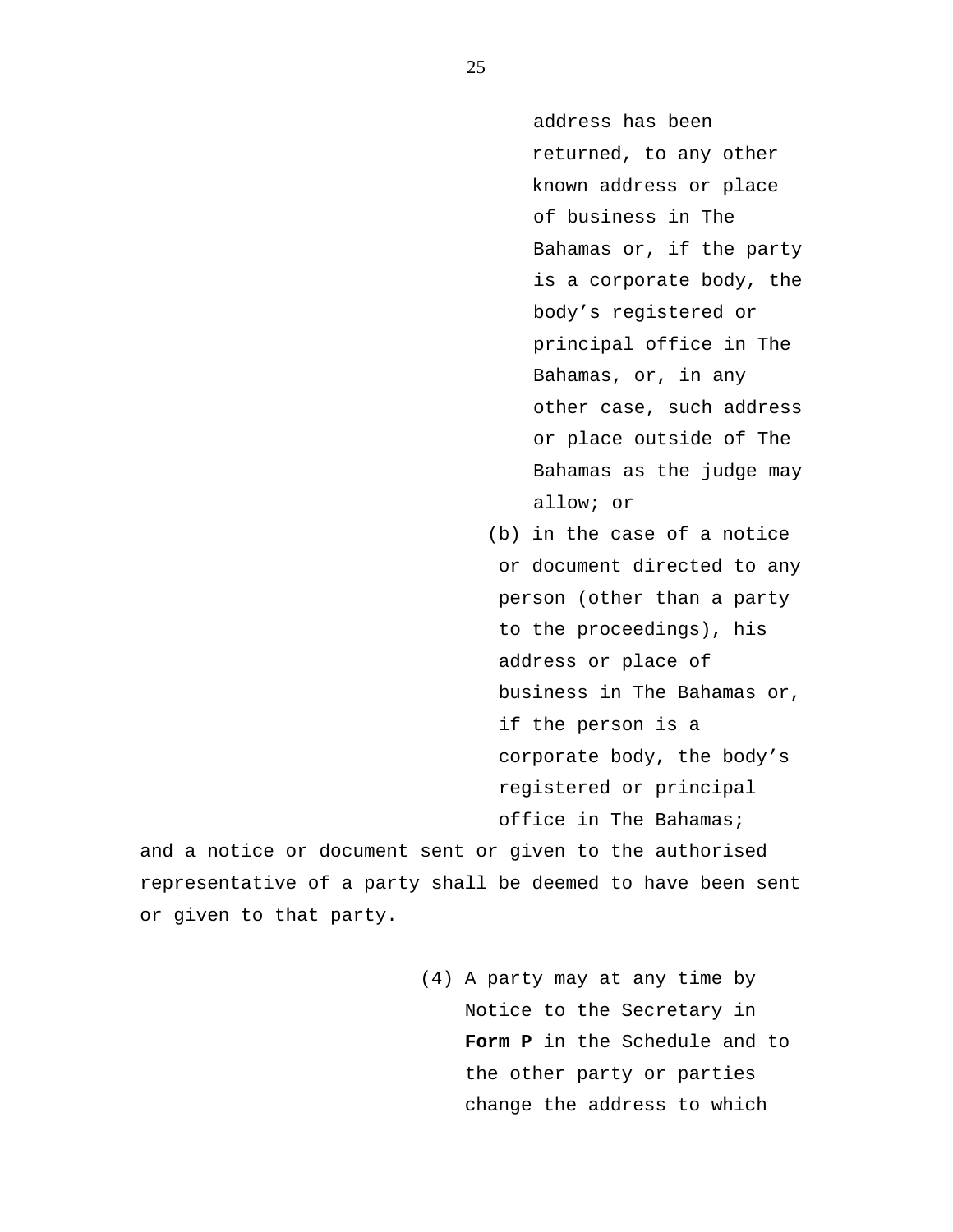address has been returned, to any other known address or place of business in The Bahamas or, if the party is a corporate body, the body’s registered or principal office in The Bahamas, or, in any other case, such address or place outside of The Bahamas as the judge may allow; or

(b) in the case of a notice or document directed to any person (other than a party to the proceedings), his address or place of business in The Bahamas or, if the person is a corporate body, the body’s registered or principal office in The Bahamas;

and a notice or document sent or given to the authorised representative of a party shall be deemed to have been sent or given to that party.

(4) A party may at any time by Notice to the Secretary in **Form P** in the Schedule and to the other party or parties change the address to which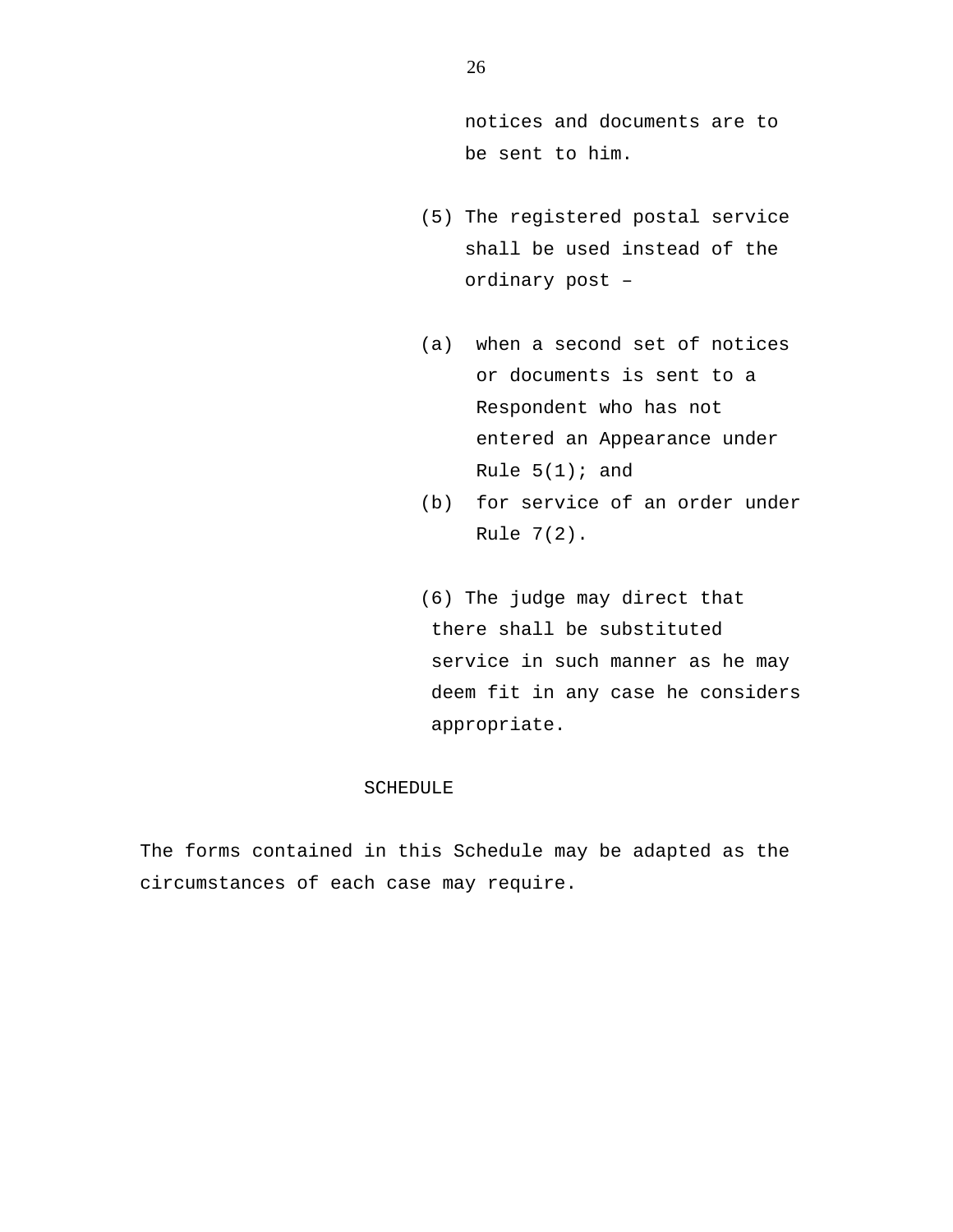notices and documents are to be sent to him.

(5) The registered postal service shall be used instead of the ordinary post –

(a) when a second set of notices or documents is sent to a Respondent who has not entered an Appearance under Rule 5(1); and
(b) for service of an order under Rule 7(2).

(6) The judge may direct that there shall be substituted service in such manner as he may deem fit in any case he considers appropriate.

## SCHEDULE

The forms contained in this Schedule may be adapted as the circumstances of each case may require.